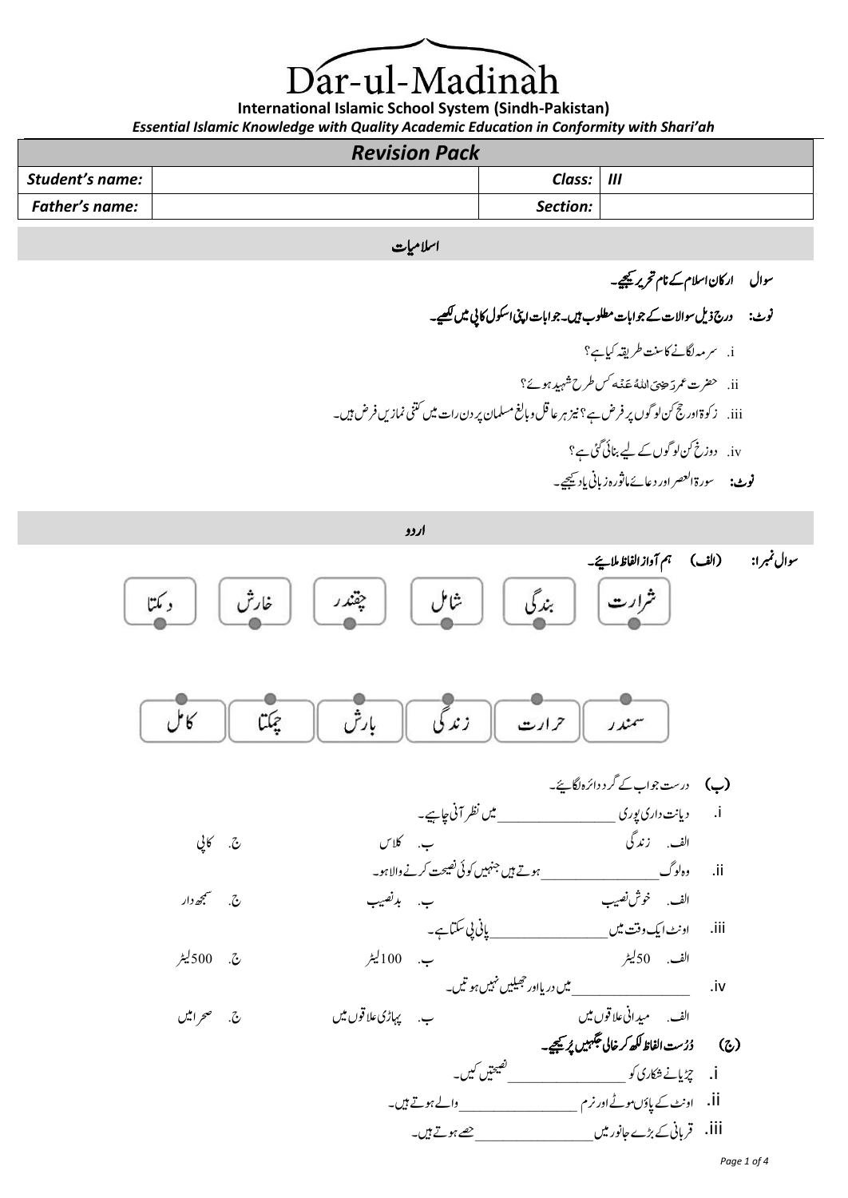# Dar-ul-Madinah

**International Islamic School System (Sindh-Pakistan)**

*Essential Islamic Knowledge with Quality Academic Education in Conformity with Shari'ah*

| *Revision Pack* | | | |
|---|---|---|---|
| ***Student's name:*** | | ***Class:*** | ***III*** |
| ***Father's name:*** | | ***Section:*** | |

## اسلامیات

**سوال ارکان اسلام کے نام تحریر کیجیے۔**

**نوٹ: درج ذیل سوالات کے جوابات مطلوب ہیں۔ جوابات اپنی اسکول کاپی میں لکھیے۔**

i. سرمہ لگانے کا سنت طریقہ کیا ہے؟

ii. حضرت عمر رَضِیَ اللّٰہُ عَنْہ کس طرح شہید ہوئے؟

iii. زکوۃ اور حج کن لوگوں پر فرض ہے؟ نیز ہر عاقل و بالغ مسلمان پر دن رات میں کتنی نمازیں فرض ہیں۔

iv. دوزخ کن لوگوں کے لیے بنائی گئی ہے؟

**نوٹ:** سورۃ العصر اور دعائے ماثورہ زبانی یاد کیجیے۔

## اردو

**سوال نمبر ا: (الف) ہم آواز الفاظ ملائیے۔**

| شرارت | بندگی | شامل | چقندر | خارش | دمکتا |
|---|---|---|---|---|---|
| سمندر | حرارت | زندگی | بارش | چمکتا | کامل |

**(ب)** درست جواب کے گرد دائرہ لگائیے۔

i. دیانت داری پوری ________________ میں نظر آنی چاہیے۔

الف. زندگی ب. کلاس ج. کاپی

ii. وہ لوگ ________________ ہوتے ہیں جنہیں کوئی نصیحت کرنے والا ہو۔

الف. خوش نصیب ب. بدنصیب ج. سمجھ دار

iii. اونٹ ایک وقت میں ________________ پانی پی سکتا ہے۔

الف. 50 لیٹر ب. 100 لیٹر ج. 500 لیٹر

iv. ________________ میں دریا اور جھیلیں نہیں ہوتیں۔

الف. میدانی علاقوں میں ب. پہاڑی علاقوں میں ج. صحراؤں میں

**(ج) دُرست الفاظ لکھ کر خالی جگہیں پُر کیجیے۔**

i. چڑیا نے شکاری کو ________________ نصیحتیں کیں۔

ii. اونٹ کے پاؤں موٹے اور نرم ________________ والے ہوتے ہیں۔

iii. قربانی کے بڑے جانور میں ________________ حصے ہوتے ہیں۔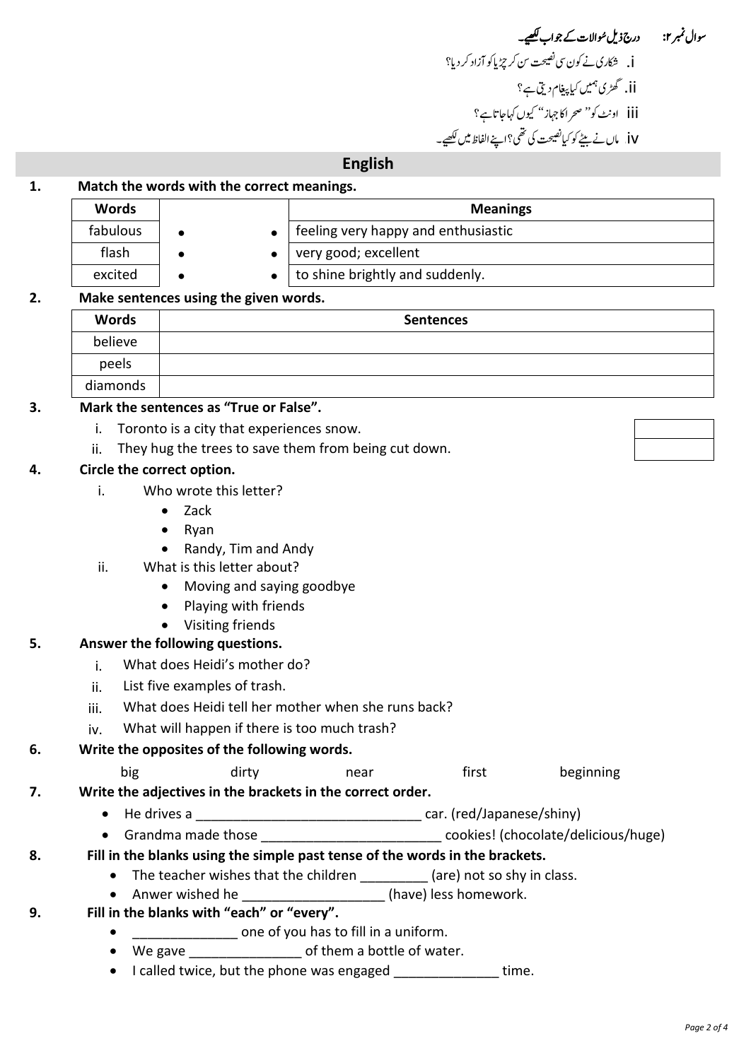**سوال نمبر ۲: درج ذیل سوالات کے جواب لکھیے۔**

i. شکاری نے کون سی نصیحت سن کر چڑیا کو آزاد کر دیا؟

ii. گھڑی ہمیں کیا پیغام دیتی ہے؟

iii. اونٹ کو "صحرا کا جہاز" کیوں کہا جاتا ہے؟

iv. ماں نے بیٹے کو کیا نصیحت کی تھی؟ اپنے الفاظ میں لکھیے۔

## English

**1. Match the words with the correct meanings.**

| Words | | | Meanings |
|---|---|---|---|
| fabulous | • | • | feeling very happy and enthusiastic |
| flash | • | • | very good; excellent |
| excited | • | • | to shine brightly and suddenly. |

**2. Make sentences using the given words.**

| Words | Sentences |
|---|---|
| believe | |
| peels | |
| diamonds | |

**3. Mark the sentences as "True or False".**

i. Toronto is a city that experiences snow. ______

ii. They hug the trees to save them from being cut down. ______

**4. Circle the correct option.**

i. Who wrote this letter?
- Zack
- Ryan
- Randy, Tim and Andy

ii. What is this letter about?
- Moving and saying goodbye
- Playing with friends
- Visiting friends

**5. Answer the following questions.**

i. What does Heidi's mother do?

ii. List five examples of trash.

iii. What does Heidi tell her mother when she runs back?

iv. What will happen if there is too much trash?

**6. Write the opposites of the following words.**

big dirty near first beginning

**7. Write the adjectives in the brackets in the correct order.**

- He drives a ______________________________ car. (red/Japanese/shiny)
- Grandma made those ________________________ cookies! (chocolate/delicious/huge)

**8. Fill in the blanks using the simple past tense of the words in the brackets.**

- The teacher wishes that the children _________ (are) not so shy in class.
- Anwer wished he __________________ (have) less homework.

**9. Fill in the blanks with "each" or "every".**

- ______________ one of you has to fill in a uniform.
- We gave _______________ of them a bottle of water.
- I called twice, but the phone was engaged ______________ time.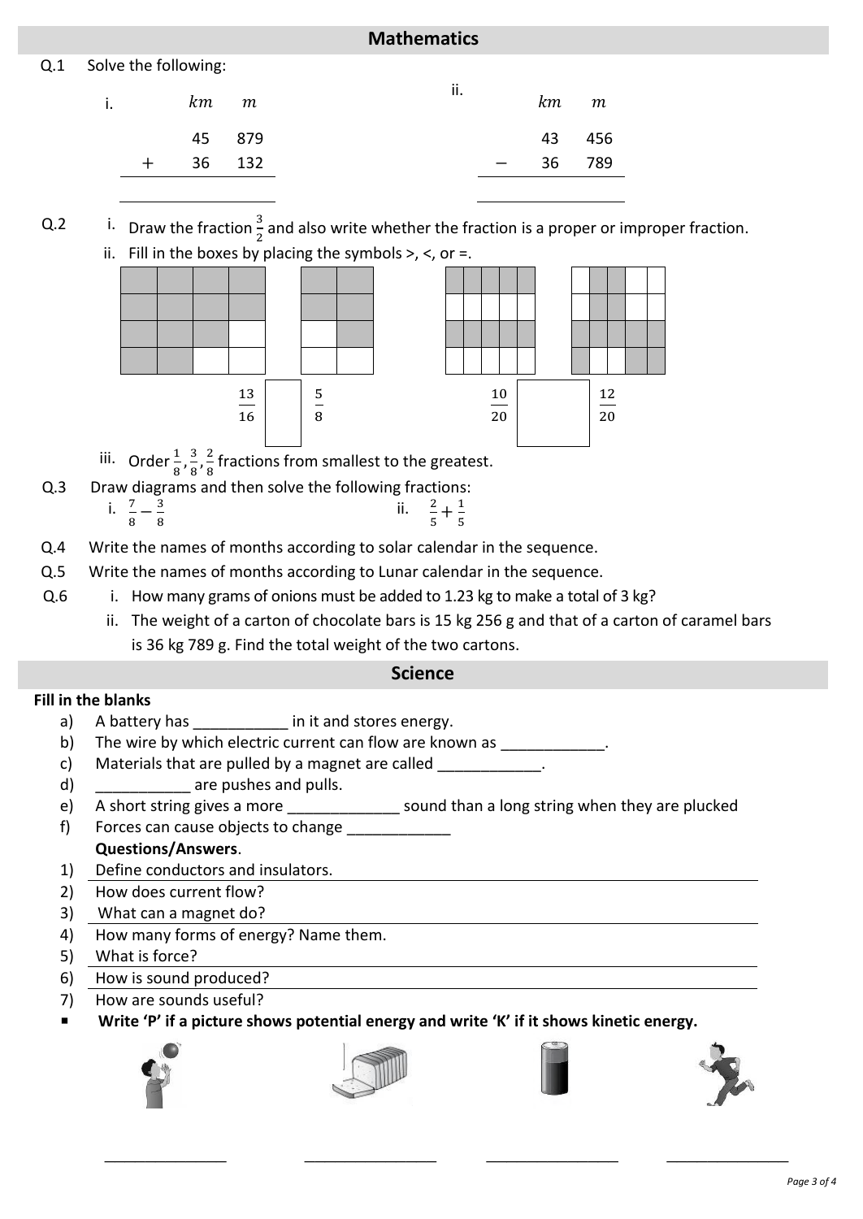## Mathematics

Q.1 Solve the following:

i.

| | km | m |
|---|---|---|
| | 45 | 879 |
| + | 36 | 132 |
| | | |

ii.

| | km | m |
|---|---|---|
| | 43 | 456 |
| − | 36 | 789 |
| | | |

Q.2 i. Draw the fraction $\frac{3}{2}$ and also write whether the fraction is a proper or improper fraction.

ii. Fill in the boxes by placing the symbols >, <, or =.

$\frac{13}{16}$ ☐ $\frac{5}{8}$ $\frac{10}{20}$ ☐ $\frac{12}{20}$

iii. Order $\frac{1}{8}, \frac{3}{8}, \frac{2}{8}$ fractions from smallest to the greatest.

Q.3 Draw diagrams and then solve the following fractions:

i. $\frac{7}{8} - \frac{3}{8}$ ii. $\frac{2}{5} + \frac{1}{5}$

Q.4 Write the names of months according to solar calendar in the sequence.

Q.5 Write the names of months according to Lunar calendar in the sequence.

Q.6 i. How many grams of onions must be added to 1.23 kg to make a total of 3 kg?

ii. The weight of a carton of chocolate bars is 15 kg 256 g and that of a carton of caramel bars is 36 kg 789 g. Find the total weight of the two cartons.

## Science

**Fill in the blanks**

a) A battery has ___________ in it and stores energy.
b) The wire by which electric current can flow are known as ____________.
c) Materials that are pulled by a magnet are called ____________.
d) ___________ are pushes and pulls.
e) A short string gives a more _____________ sound than a long string when they are plucked
f) Forces can cause objects to change ____________

**Questions/Answers**.

1) Define conductors and insulators.
2) How does current flow?
3) What can a magnet do?
4) How many forms of energy? Name them.
5) What is force?
6) How is sound produced?
7) How are sounds useful?

- **Write 'P' if a picture shows potential energy and write 'K' if it shows kinetic energy.**

_______________ _______________ _______________ _______________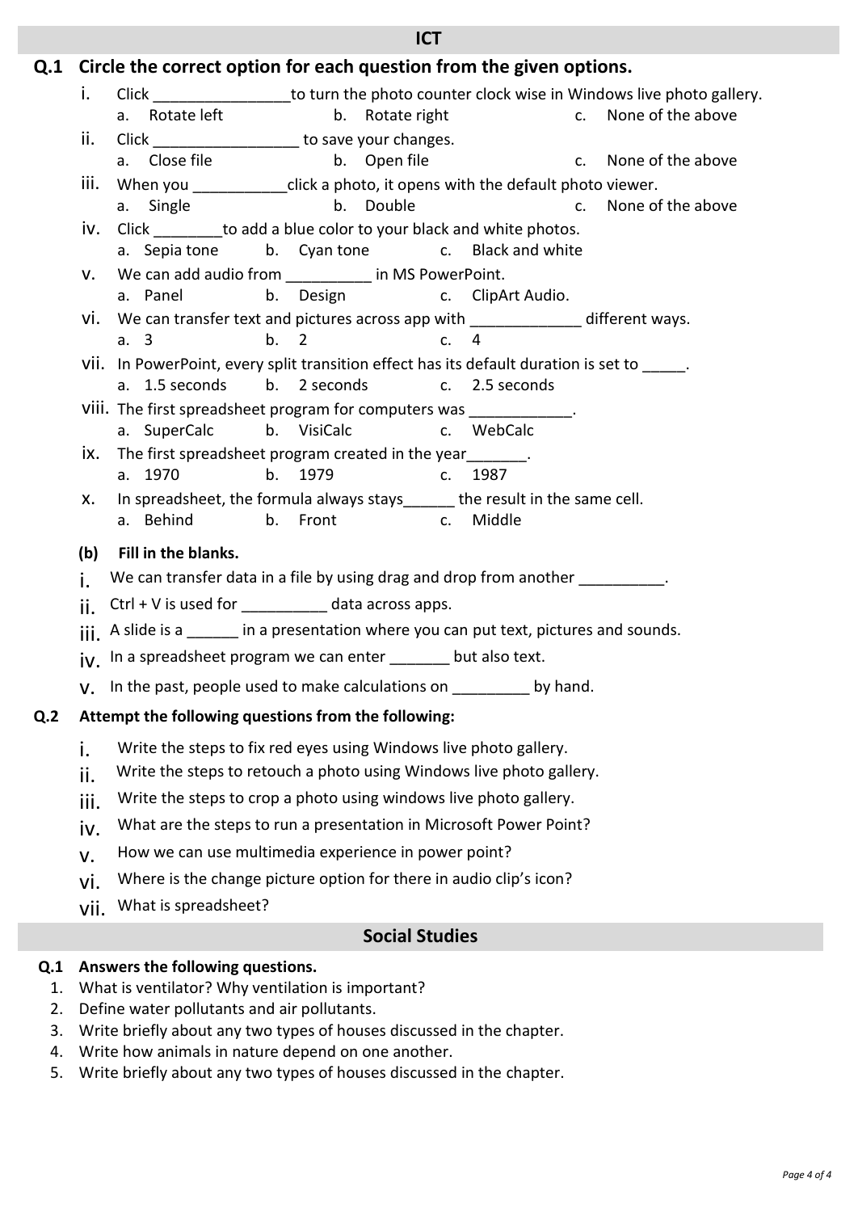## ICT

**Q.1 Circle the correct option for each question from the given options.**

i. Click ________________to turn the photo counter clock wise in Windows live photo gallery.
   a. Rotate left   b. Rotate right   c. None of the above

ii. Click _________________ to save your changes.
   a. Close file   b. Open file   c. None of the above

iii. When you ___________click a photo, it opens with the default photo viewer.
   a. Single   b. Double   c. None of the above

iv. Click ________to add a blue color to your black and white photos.
   a. Sepia tone   b. Cyan tone   c. Black and white

v. We can add audio from __________ in MS PowerPoint.
   a. Panel   b. Design   c. ClipArt Audio.

vi. We can transfer text and pictures across app with _____________ different ways.
   a. 3   b. 2   c. 4

vii. In PowerPoint, every split transition effect has its default duration is set to _____.
   a. 1.5 seconds   b. 2 seconds   c. 2.5 seconds

viii. The first spreadsheet program for computers was ____________.
   a. SuperCalc   b. VisiCalc   c. WebCalc

ix. The first spreadsheet program created in the year_______.
   a. 1970   b. 1979   c. 1987

x. In spreadsheet, the formula always stays______ the result in the same cell.
   a. Behind   b. Front   c. Middle

**(b) Fill in the blanks.**

i. We can transfer data in a file by using drag and drop from another __________.

ii. Ctrl + V is used for __________ data across apps.

iii. A slide is a ______ in a presentation where you can put text, pictures and sounds.

iv. In a spreadsheet program we can enter _______ but also text.

v. In the past, people used to make calculations on _________ by hand.

**Q.2 Attempt the following questions from the following:**

i. Write the steps to fix red eyes using Windows live photo gallery.

ii. Write the steps to retouch a photo using Windows live photo gallery.

iii. Write the steps to crop a photo using windows live photo gallery.

iv. What are the steps to run a presentation in Microsoft Power Point?

v. How we can use multimedia experience in power point?

vi. Where is the change picture option for there in audio clip's icon?

vii. What is spreadsheet?

## Social Studies

**Q.1 Answers the following questions.**

1. What is ventilator? Why ventilation is important?
2. Define water pollutants and air pollutants.
3. Write briefly about any two types of houses discussed in the chapter.
4. Write how animals in nature depend on one another.
5. Write briefly about any two types of houses discussed in the chapter.